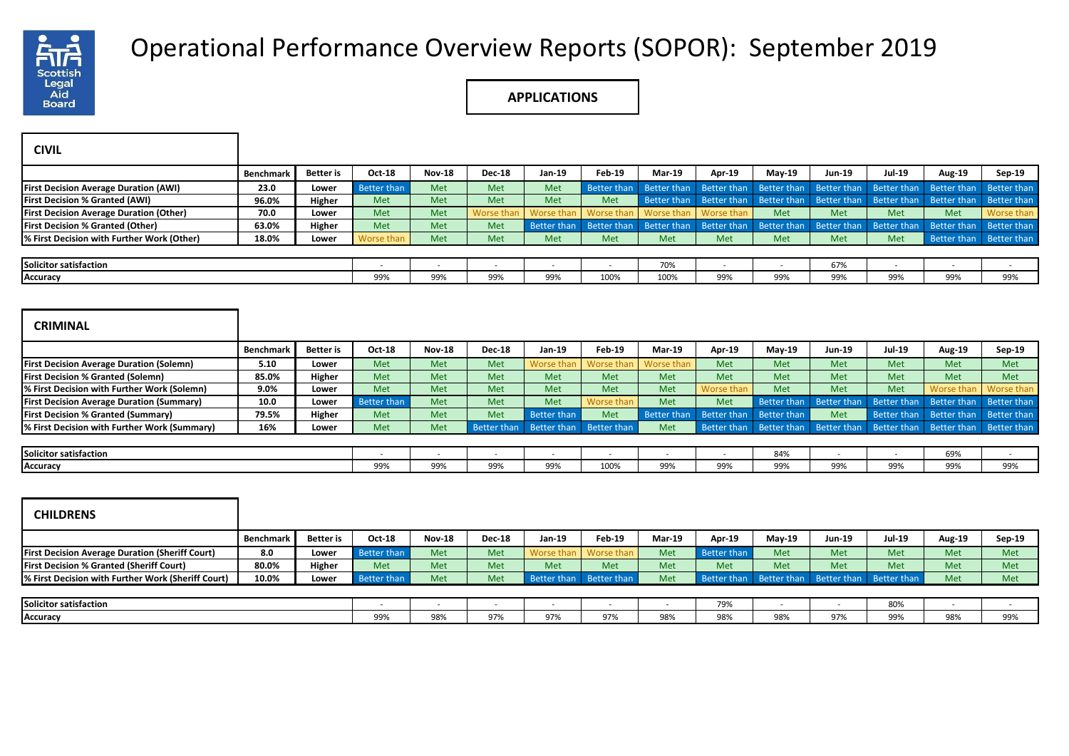# Operational Performance Overview Reports (SOPOR): September 2019

## APPLICATIONS

### CIVIL

| | Benchmark | Better is | Oct-18 | Nov-18 | Dec-18 | Jan-19 | Feb-19 | Mar-19 | Apr-19 | May-19 | Jun-19 | Jul-19 | Aug-19 | Sep-19 |
|---|---|---|---|---|---|---|---|---|---|---|---|---|---|---|
| First Decision Average Duration (AWI) | 23.0 | Lower | Better than | Met | Met | Met | Better than | Better than | Better than | Better than | Better than | Better than | Better than | Better than |
| First Decision % Granted (AWI) | 96.0% | Higher | Met | Met | Met | Met | Met | Better than | Better than | Better than | Better than | Better than | Better than | Better than |
| First Decision Average Duration (Other) | 70.0 | Lower | Met | Met | Worse than | Worse than | Worse than | Worse than | Worse than | Met | Met | Met | Met | Worse than |
| First Decision % Granted (Other) | 63.0% | Higher | Met | Met | Met | Better than | Better than | Better than | Better than | Better than | Better than | Better than | Better than | Better than |
| % First Decision with Further Work (Other) | 18.0% | Lower | Worse than | Met | Met | Met | Met | Met | Met | Met | Met | Met | Better than | Better than |

| | Oct-18 | Nov-18 | Dec-18 | Jan-19 | Feb-19 | Mar-19 | Apr-19 | May-19 | Jun-19 | Jul-19 | Aug-19 | Sep-19 |
|---|---|---|---|---|---|---|---|---|---|---|---|---|
| Solicitor satisfaction | - | - | - | - | - | 70% | - | - | 67% | - | - | - |
| Accuracy | 99% | 99% | 99% | 99% | 100% | 100% | 99% | 99% | 99% | 99% | 99% | 99% |

### CRIMINAL

| | Benchmark | Better is | Oct-18 | Nov-18 | Dec-18 | Jan-19 | Feb-19 | Mar-19 | Apr-19 | May-19 | Jun-19 | Jul-19 | Aug-19 | Sep-19 |
|---|---|---|---|---|---|---|---|---|---|---|---|---|---|---|
| First Decision Average Duration (Solemn) | 5.10 | Lower | Met | Met | Met | Worse than | Worse than | Worse than | Met | Met | Met | Met | Met | Met |
| First Decision % Granted (Solemn) | 85.0% | Higher | Met | Met | Met | Met | Met | Met | Met | Met | Met | Met | Met | Met |
| % First Decision with Further Work (Solemn) | 9.0% | Lower | Met | Met | Met | Met | Met | Met | Worse than | Met | Met | Met | Worse than | Worse than |
| First Decision Average Duration (Summary) | 10.0 | Lower | Better than | Met | Met | Met | Worse than | Met | Met | Better than | Better than | Better than | Better than | Better than |
| First Decision % Granted (Summary) | 79.5% | Higher | Met | Met | Met | Better than | Met | Better than | Better than | Better than | Met | Better than | Better than | Better than |
| % First Decision with Further Work (Summary) | 16% | Lower | Met | Met | Better than | Better than | Better than | Met | Better than | Better than | Better than | Better than | Better than | Better than |

| | Oct-18 | Nov-18 | Dec-18 | Jan-19 | Feb-19 | Mar-19 | Apr-19 | May-19 | Jun-19 | Jul-19 | Aug-19 | Sep-19 |
|---|---|---|---|---|---|---|---|---|---|---|---|---|
| Solicitor satisfaction | - | - | - | - | - | - | - | 84% | - | - | 69% | - |
| Accuracy | 99% | 99% | 99% | 99% | 100% | 99% | 99% | 99% | 99% | 99% | 99% | 99% |

### CHILDRENS

| | Benchmark | Better is | Oct-18 | Nov-18 | Dec-18 | Jan-19 | Feb-19 | Mar-19 | Apr-19 | May-19 | Jun-19 | Jul-19 | Aug-19 | Sep-19 |
|---|---|---|---|---|---|---|---|---|---|---|---|---|---|---|
| First Decision Average Duration (Sheriff Court) | 8.0 | Lower | Better than | Met | Met | Worse than | Worse than | Met | Better than | Met | Met | Met | Met | Met |
| First Decision % Granted (Sheriff Court) | 80.0% | Higher | Met | Met | Met | Met | Met | Met | Met | Met | Met | Met | Met | Met |
| % First Decision with Further Work (Sheriff Court) | 10.0% | Lower | Better than | Met | Met | Better than | Better than | Met | Better than | Better than | Better than | Better than | Met | Met |

| | Oct-18 | Nov-18 | Dec-18 | Jan-19 | Feb-19 | Mar-19 | Apr-19 | May-19 | Jun-19 | Jul-19 | Aug-19 | Sep-19 |
|---|---|---|---|---|---|---|---|---|---|---|---|---|
| Solicitor satisfaction | - | - | - | - | - | - | 79% | - | - | 80% | - | - |
| Accuracy | 99% | 98% | 97% | 97% | 97% | 98% | 98% | 98% | 97% | 99% | 98% | 99% |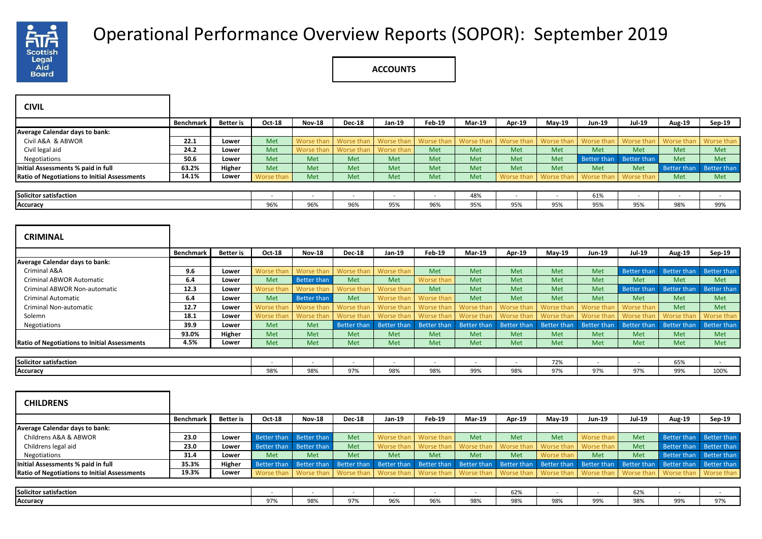# Operational Performance Overview Reports (SOPOR): September 2019

**ACCOUNTS**

## CIVIL

| | Benchmark | Better is | Oct-18 | Nov-18 | Dec-18 | Jan-19 | Feb-19 | Mar-19 | Apr-19 | May-19 | Jun-19 | Jul-19 | Aug-19 | Sep-19 |
|---|---|---|---|---|---|---|---|---|---|---|---|---|---|---|
| **Average Calendar days to bank:** | | | | | | | | | | | | | | |
| Civil A&A & ABWOR | 22.1 | Lower | Met | Worse than | Worse than | Worse than | Worse than | Worse than | Worse than | Worse than | Worse than | Worse than | Worse than | Worse than |
| Civil legal aid | 24.2 | Lower | Met | Worse than | Worse than | Worse than | Met | Met | Met | Met | Met | Met | Met | Met |
| Negotiations | 50.6 | Lower | Met | Met | Met | Met | Met | Met | Met | Met | Better than | Better than | Met | Met |
| **Initial Assessments % paid in full** | 63.2% | Higher | Met | Met | Met | Met | Met | Met | Met | Met | Met | Met | Better than | Better than |
| **Ratio of Negotiations to Initial Assessments** | 14.1% | Lower | Worse than | Met | Met | Met | Met | Met | Worse than | Worse than | Worse than | Worse than | Met | Met |

| | Oct-18 | Nov-18 | Dec-18 | Jan-19 | Feb-19 | Mar-19 | Apr-19 | May-19 | Jun-19 | Jul-19 | Aug-19 | Sep-19 |
|---|---|---|---|---|---|---|---|---|---|---|---|---|
| **Solicitor satisfaction** | - | - | - | - | - | 48% | - | - | 61% | - | - | - |
| **Accuracy** | 96% | 96% | 96% | 95% | 96% | 95% | 95% | 95% | 95% | 95% | 98% | 99% |

## CRIMINAL

| | Benchmark | Better is | Oct-18 | Nov-18 | Dec-18 | Jan-19 | Feb-19 | Mar-19 | Apr-19 | May-19 | Jun-19 | Jul-19 | Aug-19 | Sep-19 |
|---|---|---|---|---|---|---|---|---|---|---|---|---|---|---|
| **Average Calendar days to bank:** | | | | | | | | | | | | | | |
| Criminal A&A | 9.6 | Lower | Worse than | Worse than | Worse than | Worse than | Met | Met | Met | Met | Met | Better than | Better than | Better than |
| Criminal ABWOR Automatic | 6.4 | Lower | Met | Better than | Met | Met | Worse than | Met | Met | Met | Met | Met | Met | Met |
| Criminal ABWOR Non-automatic | 12.3 | Lower | Worse than | Worse than | Worse than | Worse than | Met | Met | Met | Met | Met | Better than | Better than | Better than |
| Criminal Automatic | 6.4 | Lower | Met | Better than | Met | Worse than | Worse than | Met | Met | Met | Met | Met | Met | Met |
| Criminal Non-automatic | 12.7 | Lower | Worse than | Worse than | Worse than | Worse than | Worse than | Worse than | Worse than | Worse than | Worse than | Worse than | Met | Met |
| Solemn | 18.1 | Lower | Worse than | Worse than | Worse than | Worse than | Worse than | Worse than | Worse than | Worse than | Worse than | Worse than | Worse than | Worse than |
| Negotiations | 39.9 | Lower | Met | Met | Better than | Better than | Better than | Better than | Better than | Better than | Better than | Better than | Better than | Better than |
| | 93.0% | Higher | Met | Met | Met | Met | Met | Met | Met | Met | Met | Met | Met | Met |
| **Ratio of Negotiations to Initial Assessments** | 4.5% | Lower | Met | Met | Met | Met | Met | Met | Met | Met | Met | Met | Met | Met |

| | Oct-18 | Nov-18 | Dec-18 | Jan-19 | Feb-19 | Mar-19 | Apr-19 | May-19 | Jun-19 | Jul-19 | Aug-19 | Sep-19 |
|---|---|---|---|---|---|---|---|---|---|---|---|---|
| **Solicitor satisfaction** | - | - | - | - | - | - | - | 72% | - | - | 65% | - |
| **Accuracy** | 98% | 98% | 97% | 98% | 98% | 99% | 98% | 97% | 97% | 97% | 99% | 100% |

## CHILDRENS

| | Benchmark | Better is | Oct-18 | Nov-18 | Dec-18 | Jan-19 | Feb-19 | Mar-19 | Apr-19 | May-19 | Jun-19 | Jul-19 | Aug-19 | Sep-19 |
|---|---|---|---|---|---|---|---|---|---|---|---|---|---|---|
| **Average Calendar days to bank:** | | | | | | | | | | | | | | |
| Childrens A&A & ABWOR | 23.0 | Lower | Better than | Better than | Met | Worse than | Worse than | Met | Met | Met | Worse than | Met | Better than | Better than |
| Childrens legal aid | 23.0 | Lower | Better than | Better than | Met | Worse than | Worse than | Worse than | Worse than | Worse than | Worse than | Met | Better than | Better than |
| Negotiations | 31.4 | Lower | Met | Met | Met | Met | Met | Met | Met | Worse than | Met | Met | Better than | Better than |
| **Initial Assessments % paid in full** | 35.3% | Higher | Better than | Better than | Better than | Better than | Better than | Better than | Better than | Better than | Better than | Better than | Better than | Better than |
| **Ratio of Negotiations to Initial Assessments** | 19.3% | Lower | Worse than | Worse than | Worse than | Worse than | Worse than | Worse than | Worse than | Worse than | Worse than | Worse than | Worse than | Worse than |

| | Oct-18 | Nov-18 | Dec-18 | Jan-19 | Feb-19 | Mar-19 | Apr-19 | May-19 | Jun-19 | Jul-19 | Aug-19 | Sep-19 |
|---|---|---|---|---|---|---|---|---|---|---|---|---|
| **Solicitor satisfaction** | - | - | - | - | - | - | 62% | - | - | 62% | - | - |
| **Accuracy** | 97% | 98% | 97% | 96% | 96% | 98% | 98% | 98% | 99% | 98% | 99% | 97% |